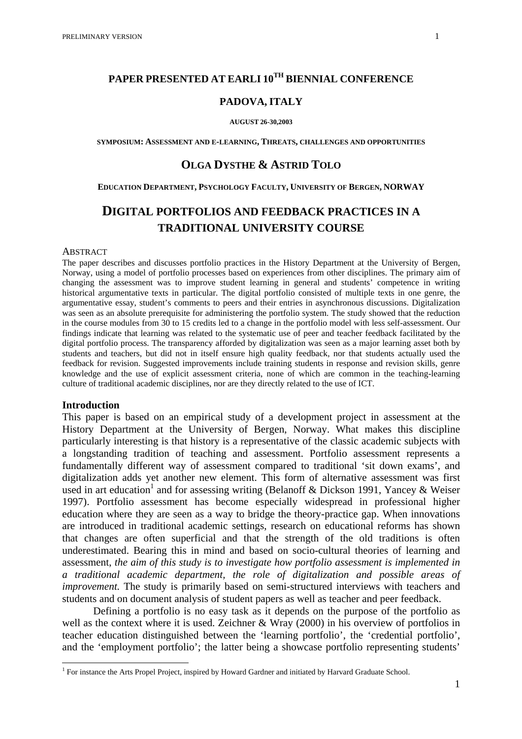**PAPER PRESENTED AT EARLI 10TH BIENNIAL CONFERENCE**

**PADOVA, ITALY**

**AUGUST 26-30,2003**

**SYMPOSIUM: ASSESSMENT AND E-LEARNING, THREATS, CHALLENGES AND OPPORTUNITIES**

**OLGA DYSTHE & ASTRID TOLO**

**EDUCATION DEPARTMENT, PSYCHOLOGY FACULTY, UNIVERSITY OF BERGEN, NORWAY**

# DIGITAL PORTFOLIOS AND FEEDBACK PRACTICES IN A TRADITIONAL UNIVERSITY COURSE

ABSTRACT

The paper describes and discusses portfolio practices in the History Department at the University of Bergen, Norway, using a model of portfolio processes based on experiences from other disciplines. The primary aim of changing the assessment was to improve student learning in general and students' competence in writing historical argumentative texts in particular. The digital portfolio consisted of multiple texts in one genre, the argumentative essay, student's comments to peers and their entries in asynchronous discussions. Digitalization was seen as an absolute prerequisite for administering the portfolio system. The study showed that the reduction in the course modules from 30 to 15 credits led to a change in the portfolio model with less self-assessment. Our findings indicate that learning was related to the systematic use of peer and teacher feedback facilitated by the digital portfolio process. The transparency afforded by digitalization was seen as a major learning asset both by students and teachers, but did not in itself ensure high quality feedback, nor that students actually used the feedback for revision. Suggested improvements include training students in response and revision skills, genre knowledge and the use of explicit assessment criteria, none of which are common in the teaching-learning culture of traditional academic disciplines, nor are they directly related to the use of ICT.

## Introduction

This paper is based on an empirical study of a development project in assessment at the History Department at the University of Bergen, Norway. What makes this discipline particularly interesting is that history is a representative of the classic academic subjects with a longstanding tradition of teaching and assessment. Portfolio assessment represents a fundamentally different way of assessment compared to traditional 'sit down exams', and digitalization adds yet another new element. This form of alternative assessment was first used in art education[1] and for assessing writing (Belanoff & Dickson 1991, Yancey & Weiser 1997). Portfolio assessment has become especially widespread in professional higher education where they are seen as a way to bridge the theory-practice gap. When innovations are introduced in traditional academic settings, research on educational reforms has shown that changes are often superficial and that the strength of the old traditions is often underestimated. Bearing this in mind and based on socio-cultural theories of learning and assessment, *the aim of this study is to investigate how portfolio assessment is implemented in a traditional academic department, the role of digitalization and possible areas of improvement.* The study is primarily based on semi-structured interviews with teachers and students and on document analysis of student papers as well as teacher and peer feedback.

Defining a portfolio is no easy task as it depends on the purpose of the portfolio as well as the context where it is used. Zeichner & Wray (2000) in his overview of portfolios in teacher education distinguished between the 'learning portfolio', the 'credential portfolio', and the 'employment portfolio'; the latter being a showcase portfolio representing students'

[1] For instance the Arts Propel Project, inspired by Howard Gardner and initiated by Harvard Graduate School.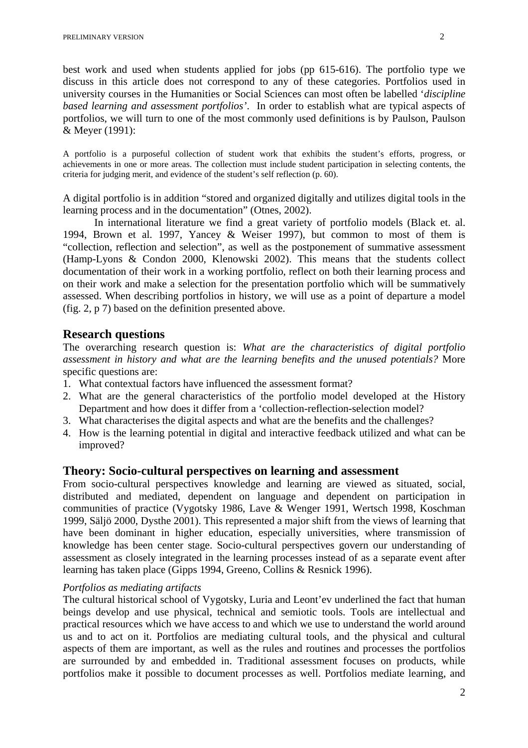best work and used when students applied for jobs (pp 615-616). The portfolio type we discuss in this article does not correspond to any of these categories. Portfolios used in university courses in the Humanities or Social Sciences can most often be labelled '*discipline based learning and assessment portfolios*'. In order to establish what are typical aspects of portfolios, we will turn to one of the most commonly used definitions is by Paulson, Paulson & Meyer (1991):

> A portfolio is a purposeful collection of student work that exhibits the student's efforts, progress, or achievements in one or more areas. The collection must include student participation in selecting contents, the criteria for judging merit, and evidence of the student's self reflection (p. 60).

A digital portfolio is in addition "stored and organized digitally and utilizes digital tools in the learning process and in the documentation" (Otnes, 2002).

In international literature we find a great variety of portfolio models (Black et. al. 1994, Brown et al. 1997, Yancey & Weiser 1997), but common to most of them is "collection, reflection and selection", as well as the postponement of summative assessment (Hamp-Lyons & Condon 2000, Klenowski 2002). This means that the students collect documentation of their work in a working portfolio, reflect on both their learning process and on their work and make a selection for the presentation portfolio which will be summatively assessed. When describing portfolios in history, we will use as a point of departure a model (fig. 2, p 7) based on the definition presented above.

## Research questions

The overarching research question is: *What are the characteristics of digital portfolio assessment in history and what are the learning benefits and the unused potentials?* More specific questions are:

1. What contextual factors have influenced the assessment format?
2. What are the general characteristics of the portfolio model developed at the History Department and how does it differ from a 'collection-reflection-selection model?
3. What characterises the digital aspects and what are the benefits and the challenges?
4. How is the learning potential in digital and interactive feedback utilized and what can be improved?

## Theory: Socio-cultural perspectives on learning and assessment

From socio-cultural perspectives knowledge and learning are viewed as situated, social, distributed and mediated, dependent on language and dependent on participation in communities of practice (Vygotsky 1986, Lave & Wenger 1991, Wertsch 1998, Koschman 1999, Säljö 2000, Dysthe 2001). This represented a major shift from the views of learning that have been dominant in higher education, especially universities, where transmission of knowledge has been center stage. Socio-cultural perspectives govern our understanding of assessment as closely integrated in the learning processes instead of as a separate event after learning has taken place (Gipps 1994, Greeno, Collins & Resnick 1996).

### *Portfolios as mediating artifacts*

The cultural historical school of Vygotsky, Luria and Leont'ev underlined the fact that human beings develop and use physical, technical and semiotic tools. Tools are intellectual and practical resources which we have access to and which we use to understand the world around us and to act on it. Portfolios are mediating cultural tools, and the physical and cultural aspects of them are important, as well as the rules and routines and processes the portfolios are surrounded by and embedded in. Traditional assessment focuses on products, while portfolios make it possible to document processes as well. Portfolios mediate learning, and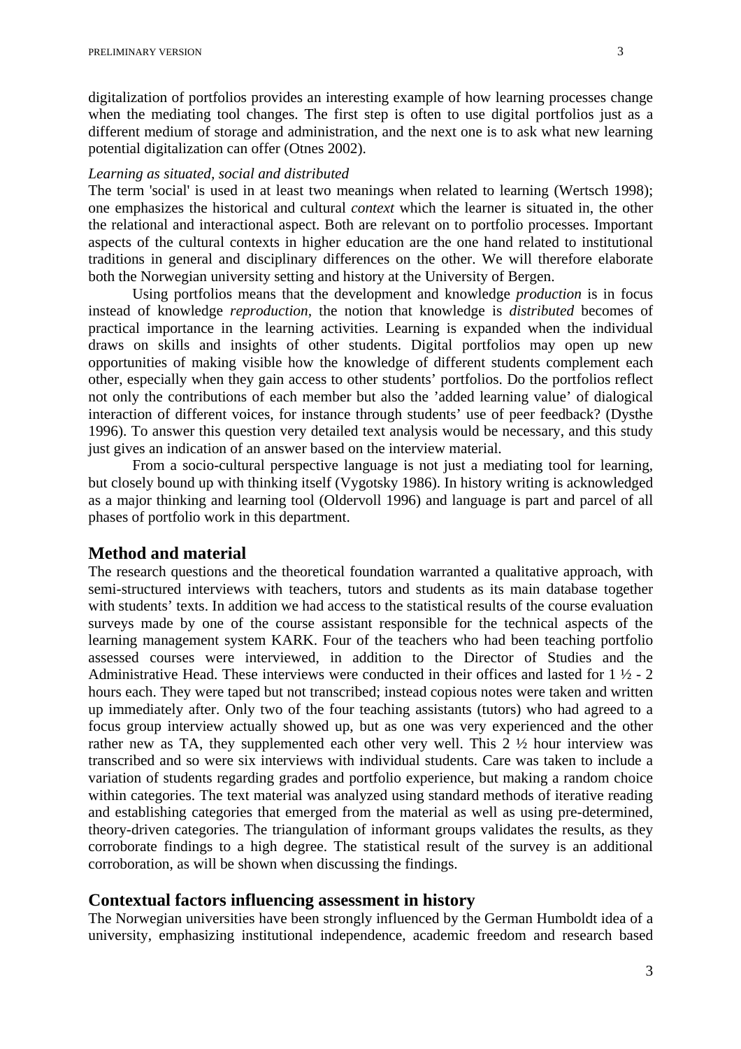digitalization of portfolios provides an interesting example of how learning processes change when the mediating tool changes. The first step is often to use digital portfolios just as a different medium of storage and administration, and the next one is to ask what new learning potential digitalization can offer (Otnes 2002).

*Learning as situated, social and distributed*

The term 'social' is used in at least two meanings when related to learning (Wertsch 1998); one emphasizes the historical and cultural *context* which the learner is situated in, the other the relational and interactional aspect. Both are relevant on to portfolio processes. Important aspects of the cultural contexts in higher education are the one hand related to institutional traditions in general and disciplinary differences on the other. We will therefore elaborate both the Norwegian university setting and history at the University of Bergen.

Using portfolios means that the development and knowledge *production* is in focus instead of knowledge *reproduction,* the notion that knowledge is *distributed* becomes of practical importance in the learning activities. Learning is expanded when the individual draws on skills and insights of other students. Digital portfolios may open up new opportunities of making visible how the knowledge of different students complement each other, especially when they gain access to other students' portfolios. Do the portfolios reflect not only the contributions of each member but also the 'added learning value' of dialogical interaction of different voices, for instance through students' use of peer feedback? (Dysthe 1996). To answer this question very detailed text analysis would be necessary, and this study just gives an indication of an answer based on the interview material.

From a socio-cultural perspective language is not just a mediating tool for learning, but closely bound up with thinking itself (Vygotsky 1986). In history writing is acknowledged as a major thinking and learning tool (Oldervoll 1996) and language is part and parcel of all phases of portfolio work in this department.

## Method and material

The research questions and the theoretical foundation warranted a qualitative approach, with semi-structured interviews with teachers, tutors and students as its main database together with students' texts. In addition we had access to the statistical results of the course evaluation surveys made by one of the course assistant responsible for the technical aspects of the learning management system KARK. Four of the teachers who had been teaching portfolio assessed courses were interviewed, in addition to the Director of Studies and the Administrative Head. These interviews were conducted in their offices and lasted for 1 ½ - 2 hours each. They were taped but not transcribed; instead copious notes were taken and written up immediately after. Only two of the four teaching assistants (tutors) who had agreed to a focus group interview actually showed up, but as one was very experienced and the other rather new as TA, they supplemented each other very well. This 2 ½ hour interview was transcribed and so were six interviews with individual students. Care was taken to include a variation of students regarding grades and portfolio experience, but making a random choice within categories. The text material was analyzed using standard methods of iterative reading and establishing categories that emerged from the material as well as using pre-determined, theory-driven categories. The triangulation of informant groups validates the results, as they corroborate findings to a high degree. The statistical result of the survey is an additional corroboration, as will be shown when discussing the findings.

## Contextual factors influencing assessment in history

The Norwegian universities have been strongly influenced by the German Humboldt idea of a university, emphasizing institutional independence, academic freedom and research based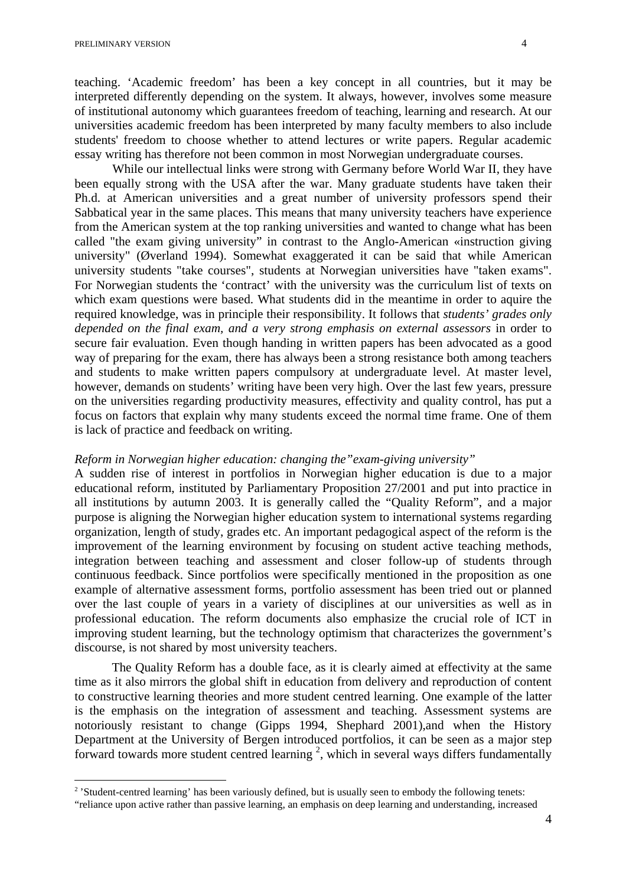teaching. 'Academic freedom' has been a key concept in all countries, but it may be interpreted differently depending on the system. It always, however, involves some measure of institutional autonomy which guarantees freedom of teaching, learning and research. At our universities academic freedom has been interpreted by many faculty members to also include students' freedom to choose whether to attend lectures or write papers. Regular academic essay writing has therefore not been common in most Norwegian undergraduate courses.

While our intellectual links were strong with Germany before World War II, they have been equally strong with the USA after the war. Many graduate students have taken their Ph.d. at American universities and a great number of university professors spend their Sabbatical year in the same places. This means that many university teachers have experience from the American system at the top ranking universities and wanted to change what has been called "the exam giving university" in contrast to the Anglo-American «instruction giving university" (Øverland 1994). Somewhat exaggerated it can be said that while American university students "take courses", students at Norwegian universities have "taken exams". For Norwegian students the 'contract' with the university was the curriculum list of texts on which exam questions were based. What students did in the meantime in order to aquire the required knowledge, was in principle their responsibility. It follows that *students' grades only depended on the final exam, and a very strong emphasis on external assessors* in order to secure fair evaluation. Even though handing in written papers has been advocated as a good way of preparing for the exam, there has always been a strong resistance both among teachers and students to make written papers compulsory at undergraduate level. At master level, however, demands on students' writing have been very high. Over the last few years, pressure on the universities regarding productivity measures, effectivity and quality control, has put a focus on factors that explain why many students exceed the normal time frame. One of them is lack of practice and feedback on writing.

*Reform in Norwegian higher education: changing the"exam-giving university"*

A sudden rise of interest in portfolios in Norwegian higher education is due to a major educational reform, instituted by Parliamentary Proposition 27/2001 and put into practice in all institutions by autumn 2003. It is generally called the "Quality Reform", and a major purpose is aligning the Norwegian higher education system to international systems regarding organization, length of study, grades etc. An important pedagogical aspect of the reform is the improvement of the learning environment by focusing on student active teaching methods, integration between teaching and assessment and closer follow-up of students through continuous feedback. Since portfolios were specifically mentioned in the proposition as one example of alternative assessment forms, portfolio assessment has been tried out or planned over the last couple of years in a variety of disciplines at our universities as well as in professional education. The reform documents also emphasize the crucial role of ICT in improving student learning, but the technology optimism that characterizes the government's discourse, is not shared by most university teachers.

The Quality Reform has a double face, as it is clearly aimed at effectivity at the same time as it also mirrors the global shift in education from delivery and reproduction of content to constructive learning theories and more student centred learning. One example of the latter is the emphasis on the integration of assessment and teaching. Assessment systems are notoriously resistant to change (Gipps 1994, Shephard 2001),and when the History Department at the University of Bergen introduced portfolios, it can be seen as a major step forward towards more student centred learning [2], which in several ways differs fundamentally

[2] 'Student-centred learning' has been variously defined, but is usually seen to embody the following tenets: "reliance upon active rather than passive learning, an emphasis on deep learning and understanding, increased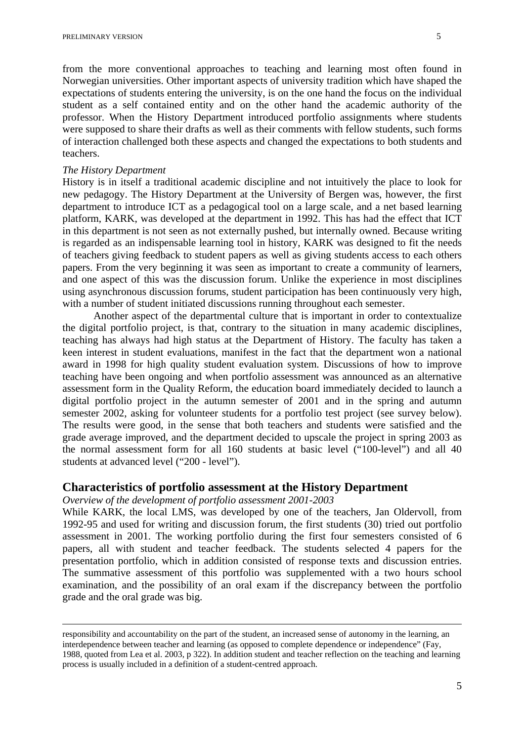from the more conventional approaches to teaching and learning most often found in Norwegian universities. Other important aspects of university tradition which have shaped the expectations of students entering the university, is on the one hand the focus on the individual student as a self contained entity and on the other hand the academic authority of the professor. When the History Department introduced portfolio assignments where students were supposed to share their drafts as well as their comments with fellow students, such forms of interaction challenged both these aspects and changed the expectations to both students and teachers.

*The History Department*

History is in itself a traditional academic discipline and not intuitively the place to look for new pedagogy. The History Department at the University of Bergen was, however, the first department to introduce ICT as a pedagogical tool on a large scale, and a net based learning platform, KARK, was developed at the department in 1992. This has had the effect that ICT in this department is not seen as not externally pushed, but internally owned. Because writing is regarded as an indispensable learning tool in history, KARK was designed to fit the needs of teachers giving feedback to student papers as well as giving students access to each others papers. From the very beginning it was seen as important to create a community of learners, and one aspect of this was the discussion forum. Unlike the experience in most disciplines using asynchronous discussion forums, student participation has been continuously very high, with a number of student initiated discussions running throughout each semester.

Another aspect of the departmental culture that is important in order to contextualize the digital portfolio project, is that, contrary to the situation in many academic disciplines, teaching has always had high status at the Department of History. The faculty has taken a keen interest in student evaluations, manifest in the fact that the department won a national award in 1998 for high quality student evaluation system. Discussions of how to improve teaching have been ongoing and when portfolio assessment was announced as an alternative assessment form in the Quality Reform, the education board immediately decided to launch a digital portfolio project in the autumn semester of 2001 and in the spring and autumn semester 2002, asking for volunteer students for a portfolio test project (see survey below). The results were good, in the sense that both teachers and students were satisfied and the grade average improved, and the department decided to upscale the project in spring 2003 as the normal assessment form for all 160 students at basic level ("100-level") and all 40 students at advanced level ("200 - level").

## Characteristics of portfolio assessment at the History Department

*Overview of the development of portfolio assessment 2001-2003*

While KARK, the local LMS, was developed by one of the teachers, Jan Oldervoll, from 1992-95 and used for writing and discussion forum, the first students (30) tried out portfolio assessment in 2001. The working portfolio during the first four semesters consisted of 6 papers, all with student and teacher feedback. The students selected 4 papers for the presentation portfolio, which in addition consisted of response texts and discussion entries. The summative assessment of this portfolio was supplemented with a two hours school examination, and the possibility of an oral exam if the discrepancy between the portfolio grade and the oral grade was big.

---

responsibility and accountability on the part of the student, an increased sense of autonomy in the learning, an interdependence between teacher and learning (as opposed to complete dependence or independence" (Fay, 1988, quoted from Lea et al. 2003, p 322). In addition student and teacher reflection on the teaching and learning process is usually included in a definition of a student-centred approach.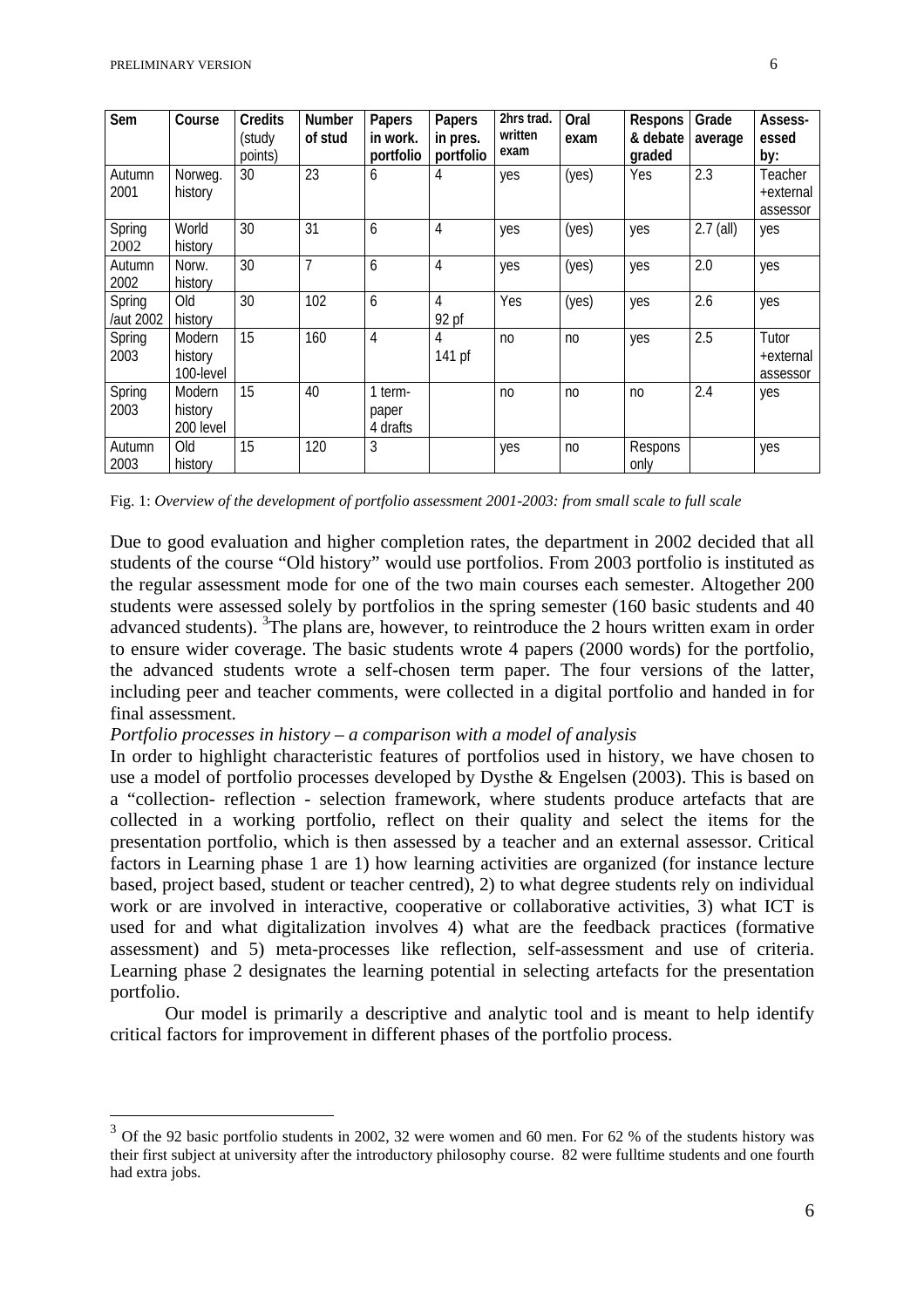| Sem | Course | Credits (study points) | Number of stud | Papers in work. portfolio | Papers in pres. portfolio | 2hrs trad. written exam | Oral exam | Respons & debate graded | Grade average | Assess-essed by: |
|---|---|---|---|---|---|---|---|---|---|---|
| Autumn 2001 | Norweg. history | 30 | 23 | 6 | 4 | yes | (yes) | Yes | 2.3 | Teacher +external assessor |
| Spring 2002 | World history | 30 | 31 | 6 | 4 | yes | (yes) | yes | 2.7 (all) | yes |
| Autumn 2002 | Norw. history | 30 | 7 | 6 | 4 | yes | (yes) | yes | 2.0 | yes |
| Spring /aut 2002 | Old history | 30 | 102 | 6 | 4 92 pf | Yes | (yes) | yes | 2.6 | yes |
| Spring 2003 | Modern history 100-level | 15 | 160 | 4 | 4 141 pf | no | no | yes | 2.5 | Tutor +external assessor |
| Spring 2003 | Modern history 200 level | 15 | 40 | 1 term-paper 4 drafts | | no | no | no | 2.4 | yes |
| Autumn 2003 | Old history | 15 | 120 | 3 | | yes | no | Respons only | | yes |

Fig. 1: *Overview of the development of portfolio assessment 2001-2003: from small scale to full scale*

Due to good evaluation and higher completion rates, the department in 2002 decided that all students of the course "Old history" would use portfolios. From 2003 portfolio is instituted as the regular assessment mode for one of the two main courses each semester. Altogether 200 students were assessed solely by portfolios in the spring semester (160 basic students and 40 advanced students). [3]The plans are, however, to reintroduce the 2 hours written exam in order to ensure wider coverage. The basic students wrote 4 papers (2000 words) for the portfolio, the advanced students wrote a self-chosen term paper. The four versions of the latter, including peer and teacher comments, were collected in a digital portfolio and handed in for final assessment.

*Portfolio processes in history – a comparison with a model of analysis*

In order to highlight characteristic features of portfolios used in history, we have chosen to use a model of portfolio processes developed by Dysthe & Engelsen (2003). This is based on a "collection- reflection - selection framework, where students produce artefacts that are collected in a working portfolio, reflect on their quality and select the items for the presentation portfolio, which is then assessed by a teacher and an external assessor. Critical factors in Learning phase 1 are 1) how learning activities are organized (for instance lecture based, project based, student or teacher centred), 2) to what degree students rely on individual work or are involved in interactive, cooperative or collaborative activities, 3) what ICT is used for and what digitalization involves 4) what are the feedback practices (formative assessment) and 5) meta-processes like reflection, self-assessment and use of criteria. Learning phase 2 designates the learning potential in selecting artefacts for the presentation portfolio.

Our model is primarily a descriptive and analytic tool and is meant to help identify critical factors for improvement in different phases of the portfolio process.

[3] Of the 92 basic portfolio students in 2002, 32 were women and 60 men. For 62 % of the students history was their first subject at university after the introductory philosophy course. 82 were fulltime students and one fourth had extra jobs.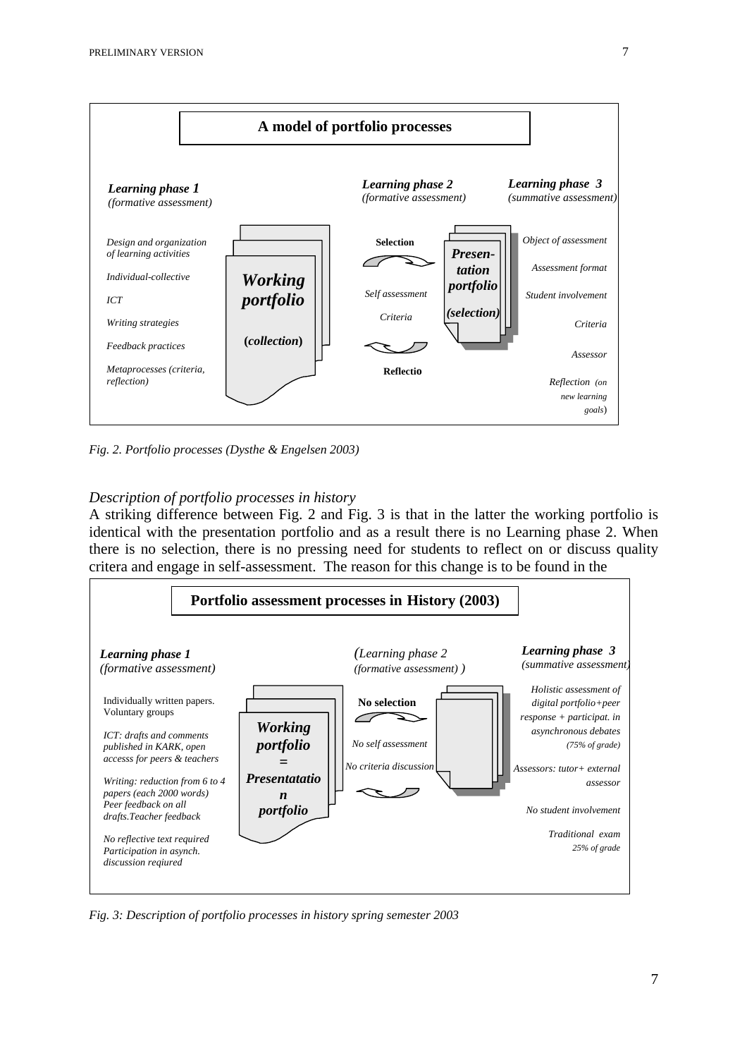**A model of portfolio processes**

*Learning phase 1*
*(formative assessment)*

*Design and organization of learning activities*

*Individual-collective*

*ICT*

*Writing strategies*

*Feedback practices*

*Metaprocesses (criteria, reflection)*

***Working portfolio***

**(*collection*)**

*Learning phase 2*
*(formative assessment)*

**Selection**

*Self assessment*

*Criteria*

**Reflectio**

***Presen-tation portfolio***

***(selection)***

*Learning phase 3*
*(summative assessment)*

*Object of assessment*

*Assessment format*

*Student involvement*

*Criteria*

*Assessor*

*Reflection (on new learning goals)*

*Fig. 2. Portfolio processes (Dysthe & Engelsen 2003)*

*Description of portfolio processes in history*

A striking difference between Fig. 2 and Fig. 3 is that in the latter the working portfolio is identical with the presentation portfolio and as a result there is no Learning phase 2. When there is no selection, there is no pressing need for students to reflect on or discuss quality critera and engage in self-assessment. The reason for this change is to be found in the

**Portfolio assessment processes in History (2003)**

*Learning phase 1*
*(formative assessment)*

Individually written papers. Voluntary groups

*ICT: drafts and comments published in KARK, open accesss for peers & teachers*

*Writing: reduction from 6 to 4 papers (each 2000 words)*
*Peer feedback on all drafts.Teacher feedback*

*No reflective text required*
*Participation in asynch. discussion reqiured*

***Working portfolio = Presentatation portfolio***

*(Learning phase 2*
*(formative assessment) )*

**No selection**

*No self assessment*

*No criteria discussion*

*Learning phase 3*
*(summative assessment)*

*Holistic assessment of digital portfolio+peer response + participat. in asynchronous debates (75% of grade)*

*Assessors: tutor+ external assessor*

*No student involvement*

*Traditional exam 25% of grade*

*Fig. 3: Description of portfolio processes in history spring semester 2003*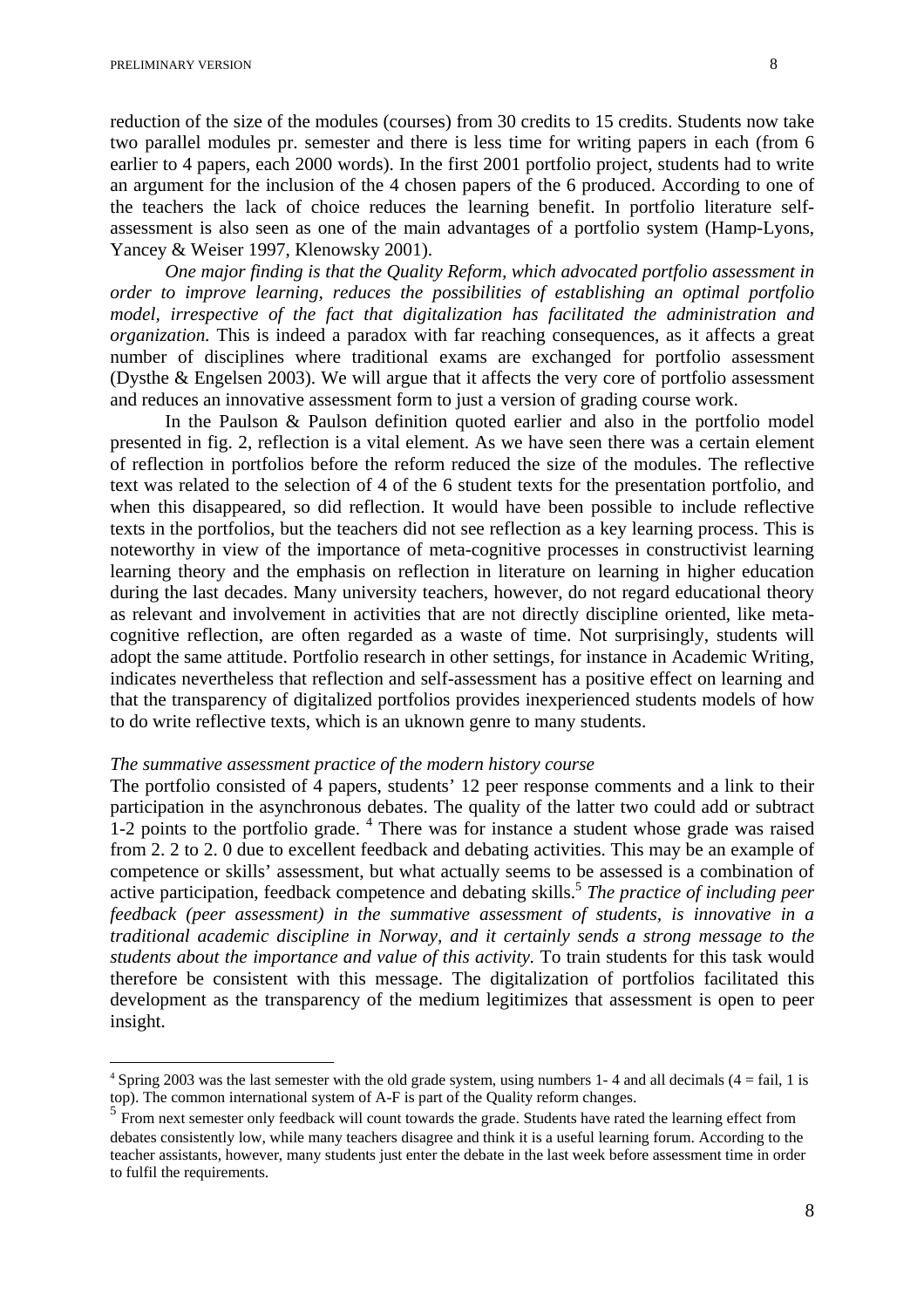reduction of the size of the modules (courses) from 30 credits to 15 credits. Students now take two parallel modules pr. semester and there is less time for writing papers in each (from 6 earlier to 4 papers, each 2000 words). In the first 2001 portfolio project, students had to write an argument for the inclusion of the 4 chosen papers of the 6 produced. According to one of the teachers the lack of choice reduces the learning benefit. In portfolio literature self-assessment is also seen as one of the main advantages of a portfolio system (Hamp-Lyons, Yancey & Weiser 1997, Klenowsky 2001).

*One major finding is that the Quality Reform, which advocated portfolio assessment in order to improve learning, reduces the possibilities of establishing an optimal portfolio model, irrespective of the fact that digitalization has facilitated the administration and organization.* This is indeed a paradox with far reaching consequences, as it affects a great number of disciplines where traditional exams are exchanged for portfolio assessment (Dysthe & Engelsen 2003). We will argue that it affects the very core of portfolio assessment and reduces an innovative assessment form to just a version of grading course work.

In the Paulson & Paulson definition quoted earlier and also in the portfolio model presented in fig. 2, reflection is a vital element. As we have seen there was a certain element of reflection in portfolios before the reform reduced the size of the modules. The reflective text was related to the selection of 4 of the 6 student texts for the presentation portfolio, and when this disappeared, so did reflection. It would have been possible to include reflective texts in the portfolios, but the teachers did not see reflection as a key learning process. This is noteworthy in view of the importance of meta-cognitive processes in constructivist learning learning theory and the emphasis on reflection in literature on learning in higher education during the last decades. Many university teachers, however, do not regard educational theory as relevant and involvement in activities that are not directly discipline oriented, like meta-cognitive reflection, are often regarded as a waste of time. Not surprisingly, students will adopt the same attitude. Portfolio research in other settings, for instance in Academic Writing, indicates nevertheless that reflection and self-assessment has a positive effect on learning and that the transparency of digitalized portfolios provides inexperienced students models of how to do write reflective texts, which is an uknown genre to many students.

*The summative assessment practice of the modern history course*

The portfolio consisted of 4 papers, students' 12 peer response comments and a link to their participation in the asynchronous debates. The quality of the latter two could add or subtract 1-2 points to the portfolio grade. [4] There was for instance a student whose grade was raised from 2. 2 to 2. 0 due to excellent feedback and debating activities. This may be an example of competence or skills' assessment, but what actually seems to be assessed is a combination of active participation, feedback competence and debating skills.[5] *The practice of including peer feedback (peer assessment) in the summative assessment of students, is innovative in a traditional academic discipline in Norway, and it certainly sends a strong message to the students about the importance and value of this activity.* To train students for this task would therefore be consistent with this message. The digitalization of portfolios facilitated this development as the transparency of the medium legitimizes that assessment is open to peer insight.

---

[4] Spring 2003 was the last semester with the old grade system, using numbers 1- 4 and all decimals (4 = fail, 1 is top). The common international system of A-F is part of the Quality reform changes.

[5] From next semester only feedback will count towards the grade. Students have rated the learning effect from debates consistently low, while many teachers disagree and think it is a useful learning forum. According to the teacher assistants, however, many students just enter the debate in the last week before assessment time in order to fulfil the requirements.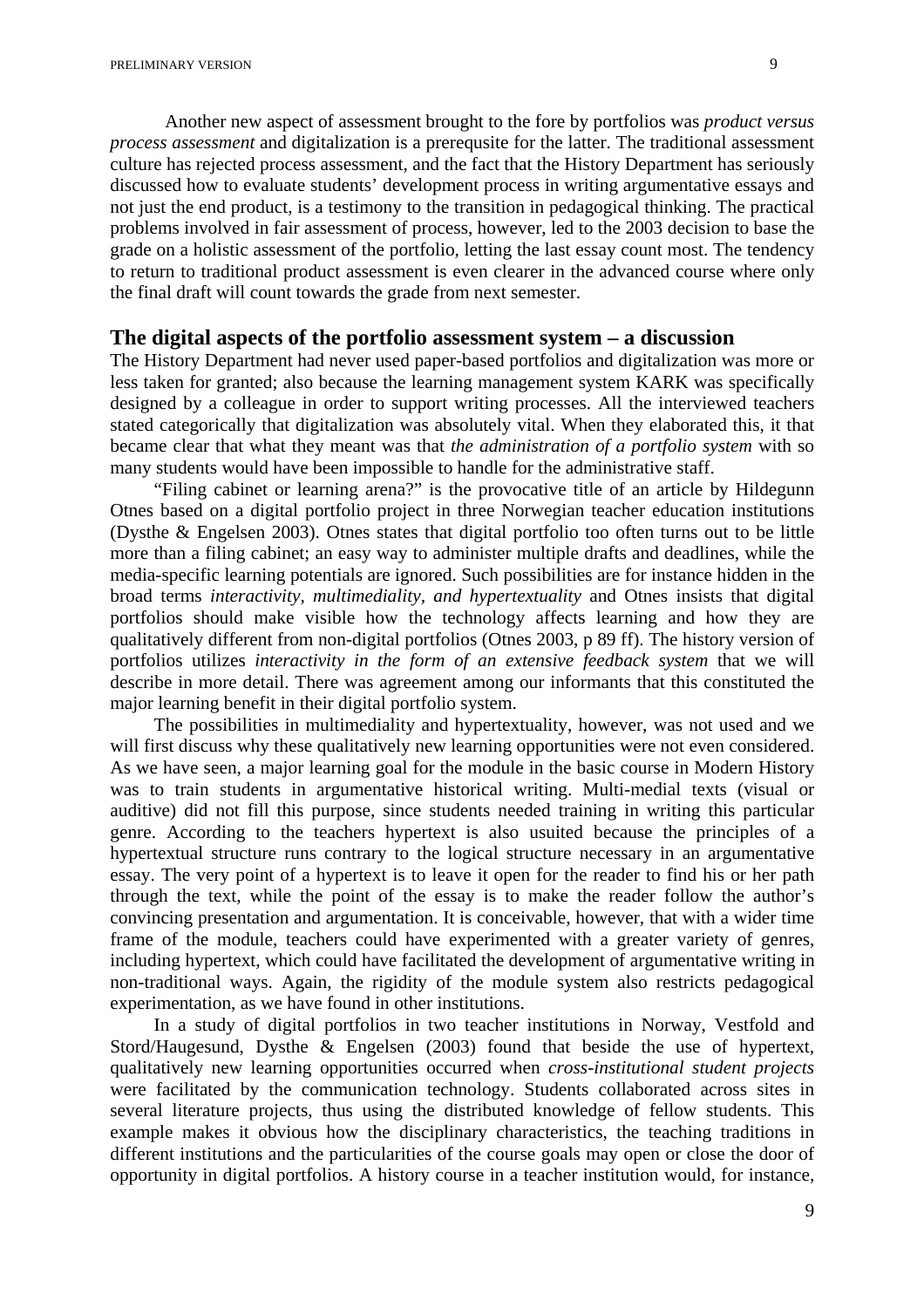Another new aspect of assessment brought to the fore by portfolios was *product versus process assessment* and digitalization is a prerequsite for the latter. The traditional assessment culture has rejected process assessment, and the fact that the History Department has seriously discussed how to evaluate students' development process in writing argumentative essays and not just the end product, is a testimony to the transition in pedagogical thinking. The practical problems involved in fair assessment of process, however, led to the 2003 decision to base the grade on a holistic assessment of the portfolio, letting the last essay count most. The tendency to return to traditional product assessment is even clearer in the advanced course where only the final draft will count towards the grade from next semester.

## The digital aspects of the portfolio assessment system – a discussion

The History Department had never used paper-based portfolios and digitalization was more or less taken for granted; also because the learning management system KARK was specifically designed by a colleague in order to support writing processes. All the interviewed teachers stated categorically that digitalization was absolutely vital. When they elaborated this, it that became clear that what they meant was that *the administration of a portfolio system* with so many students would have been impossible to handle for the administrative staff.

"Filing cabinet or learning arena?" is the provocative title of an article by Hildegunn Otnes based on a digital portfolio project in three Norwegian teacher education institutions (Dysthe & Engelsen 2003). Otnes states that digital portfolio too often turns out to be little more than a filing cabinet; an easy way to administer multiple drafts and deadlines, while the media-specific learning potentials are ignored. Such possibilities are for instance hidden in the broad terms *interactivity, multimediality, and hypertextuality* and Otnes insists that digital portfolios should make visible how the technology affects learning and how they are qualitatively different from non-digital portfolios (Otnes 2003, p 89 ff). The history version of portfolios utilizes *interactivity in the form of an extensive feedback system* that we will describe in more detail. There was agreement among our informants that this constituted the major learning benefit in their digital portfolio system.

The possibilities in multimediality and hypertextuality, however, was not used and we will first discuss why these qualitatively new learning opportunities were not even considered. As we have seen, a major learning goal for the module in the basic course in Modern History was to train students in argumentative historical writing. Multi-medial texts (visual or auditive) did not fill this purpose, since students needed training in writing this particular genre. According to the teachers hypertext is also usuited because the principles of a hypertextual structure runs contrary to the logical structure necessary in an argumentative essay. The very point of a hypertext is to leave it open for the reader to find his or her path through the text, while the point of the essay is to make the reader follow the author's convincing presentation and argumentation. It is conceivable, however, that with a wider time frame of the module, teachers could have experimented with a greater variety of genres, including hypertext, which could have facilitated the development of argumentative writing in non-traditional ways. Again, the rigidity of the module system also restricts pedagogical experimentation, as we have found in other institutions.

In a study of digital portfolios in two teacher institutions in Norway, Vestfold and Stord/Haugesund, Dysthe & Engelsen (2003) found that beside the use of hypertext, qualitatively new learning opportunities occurred when *cross-institutional student projects* were facilitated by the communication technology. Students collaborated across sites in several literature projects, thus using the distributed knowledge of fellow students. This example makes it obvious how the disciplinary characteristics, the teaching traditions in different institutions and the particularities of the course goals may open or close the door of opportunity in digital portfolios. A history course in a teacher institution would, for instance,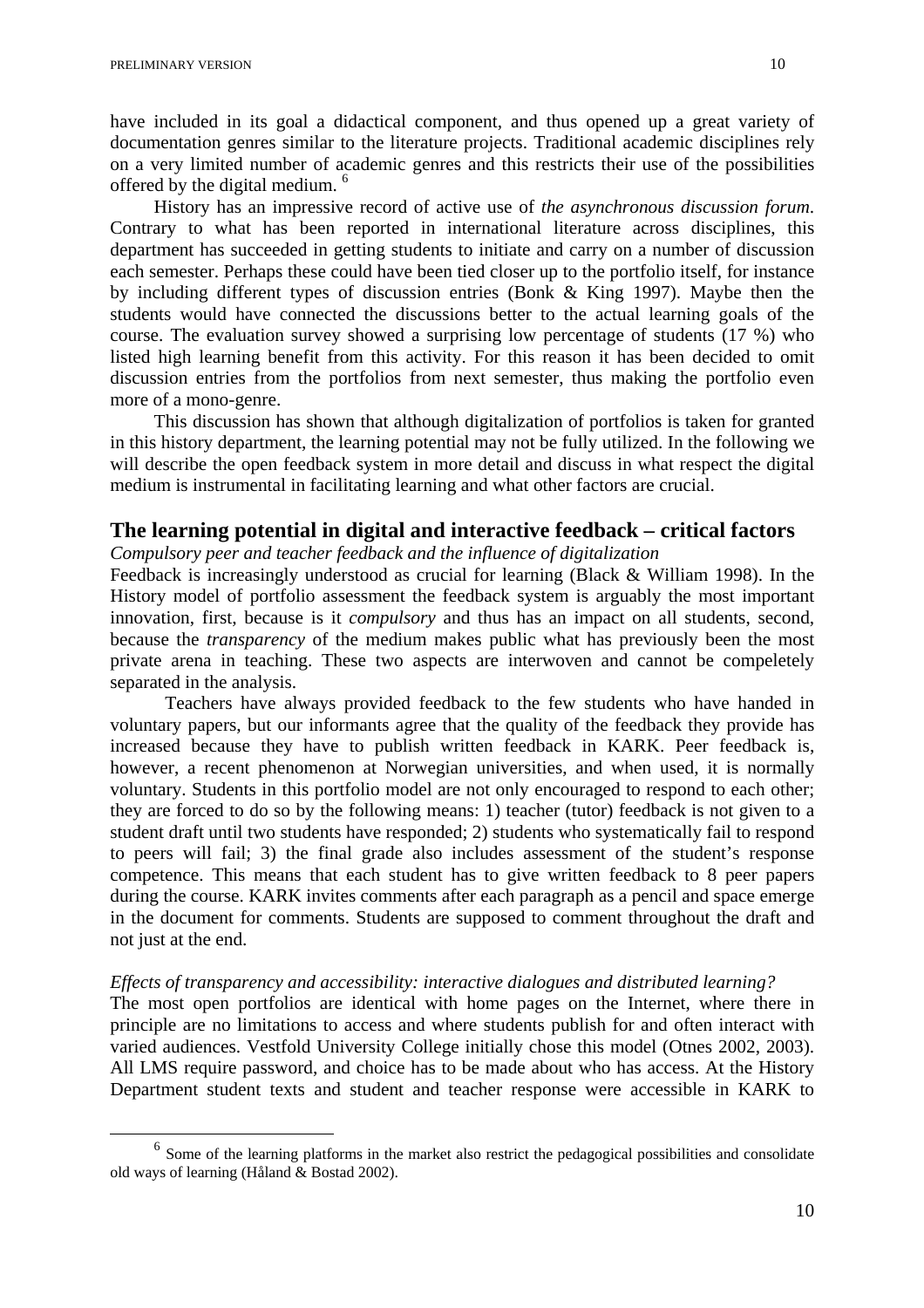have included in its goal a didactical component, and thus opened up a great variety of documentation genres similar to the literature projects. Traditional academic disciplines rely on a very limited number of academic genres and this restricts their use of the possibilities offered by the digital medium. [6]

History has an impressive record of active use of *the asynchronous discussion forum*. Contrary to what has been reported in international literature across disciplines, this department has succeeded in getting students to initiate and carry on a number of discussion each semester. Perhaps these could have been tied closer up to the portfolio itself, for instance by including different types of discussion entries (Bonk & King 1997). Maybe then the students would have connected the discussions better to the actual learning goals of the course. The evaluation survey showed a surprising low percentage of students (17 %) who listed high learning benefit from this activity. For this reason it has been decided to omit discussion entries from the portfolios from next semester, thus making the portfolio even more of a mono-genre.

This discussion has shown that although digitalization of portfolios is taken for granted in this history department, the learning potential may not be fully utilized. In the following we will describe the open feedback system in more detail and discuss in what respect the digital medium is instrumental in facilitating learning and what other factors are crucial.

## The learning potential in digital and interactive feedback – critical factors

*Compulsory peer and teacher feedback and the influence of digitalization*

Feedback is increasingly understood as crucial for learning (Black & William 1998). In the History model of portfolio assessment the feedback system is arguably the most important innovation, first, because is it *compulsory* and thus has an impact on all students, second, because the *transparency* of the medium makes public what has previously been the most private arena in teaching. These two aspects are interwoven and cannot be compeletely separated in the analysis.

Teachers have always provided feedback to the few students who have handed in voluntary papers, but our informants agree that the quality of the feedback they provide has increased because they have to publish written feedback in KARK. Peer feedback is, however, a recent phenomenon at Norwegian universities, and when used, it is normally voluntary. Students in this portfolio model are not only encouraged to respond to each other; they are forced to do so by the following means: 1) teacher (tutor) feedback is not given to a student draft until two students have responded; 2) students who systematically fail to respond to peers will fail; 3) the final grade also includes assessment of the student's response competence. This means that each student has to give written feedback to 8 peer papers during the course. KARK invites comments after each paragraph as a pencil and space emerge in the document for comments. Students are supposed to comment throughout the draft and not just at the end.

*Effects of transparency and accessibility: interactive dialogues and distributed learning?*

The most open portfolios are identical with home pages on the Internet, where there in principle are no limitations to access and where students publish for and often interact with varied audiences. Vestfold University College initially chose this model (Otnes 2002, 2003). All LMS require password, and choice has to be made about who has access. At the History Department student texts and student and teacher response were accessible in KARK to

[6] Some of the learning platforms in the market also restrict the pedagogical possibilities and consolidate old ways of learning (Håland & Bostad 2002).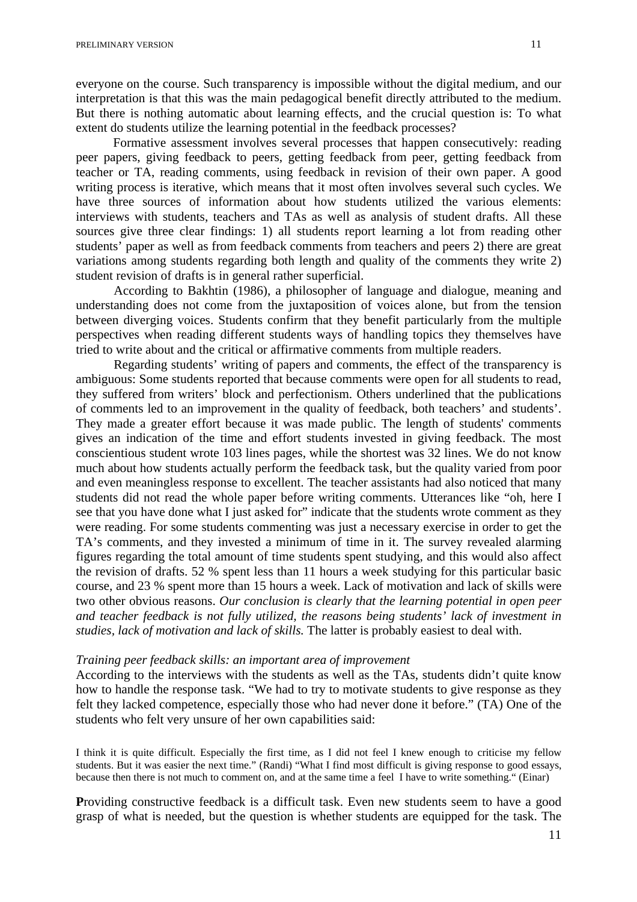everyone on the course. Such transparency is impossible without the digital medium, and our interpretation is that this was the main pedagogical benefit directly attributed to the medium. But there is nothing automatic about learning effects, and the crucial question is: To what extent do students utilize the learning potential in the feedback processes?

Formative assessment involves several processes that happen consecutively: reading peer papers, giving feedback to peers, getting feedback from peer, getting feedback from teacher or TA, reading comments, using feedback in revision of their own paper. A good writing process is iterative, which means that it most often involves several such cycles. We have three sources of information about how students utilized the various elements: interviews with students, teachers and TAs as well as analysis of student drafts. All these sources give three clear findings: 1) all students report learning a lot from reading other students' paper as well as from feedback comments from teachers and peers 2) there are great variations among students regarding both length and quality of the comments they write 2) student revision of drafts is in general rather superficial.

According to Bakhtin (1986), a philosopher of language and dialogue, meaning and understanding does not come from the juxtaposition of voices alone, but from the tension between diverging voices. Students confirm that they benefit particularly from the multiple perspectives when reading different students ways of handling topics they themselves have tried to write about and the critical or affirmative comments from multiple readers.

Regarding students' writing of papers and comments, the effect of the transparency is ambiguous: Some students reported that because comments were open for all students to read, they suffered from writers' block and perfectionism. Others underlined that the publications of comments led to an improvement in the quality of feedback, both teachers' and students'. They made a greater effort because it was made public. The length of students' comments gives an indication of the time and effort students invested in giving feedback. The most conscientious student wrote 103 lines pages, while the shortest was 32 lines. We do not know much about how students actually perform the feedback task, but the quality varied from poor and even meaningless response to excellent. The teacher assistants had also noticed that many students did not read the whole paper before writing comments. Utterances like "oh, here I see that you have done what I just asked for" indicate that the students wrote comment as they were reading. For some students commenting was just a necessary exercise in order to get the TA's comments, and they invested a minimum of time in it. The survey revealed alarming figures regarding the total amount of time students spent studying, and this would also affect the revision of drafts. 52 % spent less than 11 hours a week studying for this particular basic course, and 23 % spent more than 15 hours a week. Lack of motivation and lack of skills were two other obvious reasons. *Our conclusion is clearly that the learning potential in open peer and teacher feedback is not fully utilized, the reasons being students' lack of investment in studies, lack of motivation and lack of skills.* The latter is probably easiest to deal with.

*Training peer feedback skills: an important area of improvement*

According to the interviews with the students as well as the TAs, students didn't quite know how to handle the response task. "We had to try to motivate students to give response as they felt they lacked competence, especially those who had never done it before." (TA) One of the students who felt very unsure of her own capabilities said:

> I think it is quite difficult. Especially the first time, as I did not feel I knew enough to criticise my fellow students. But it was easier the next time." (Randi) "What I find most difficult is giving response to good essays, because then there is not much to comment on, and at the same time a feel I have to write something." (Einar)

**P**roviding constructive feedback is a difficult task. Even new students seem to have a good grasp of what is needed, but the question is whether students are equipped for the task. The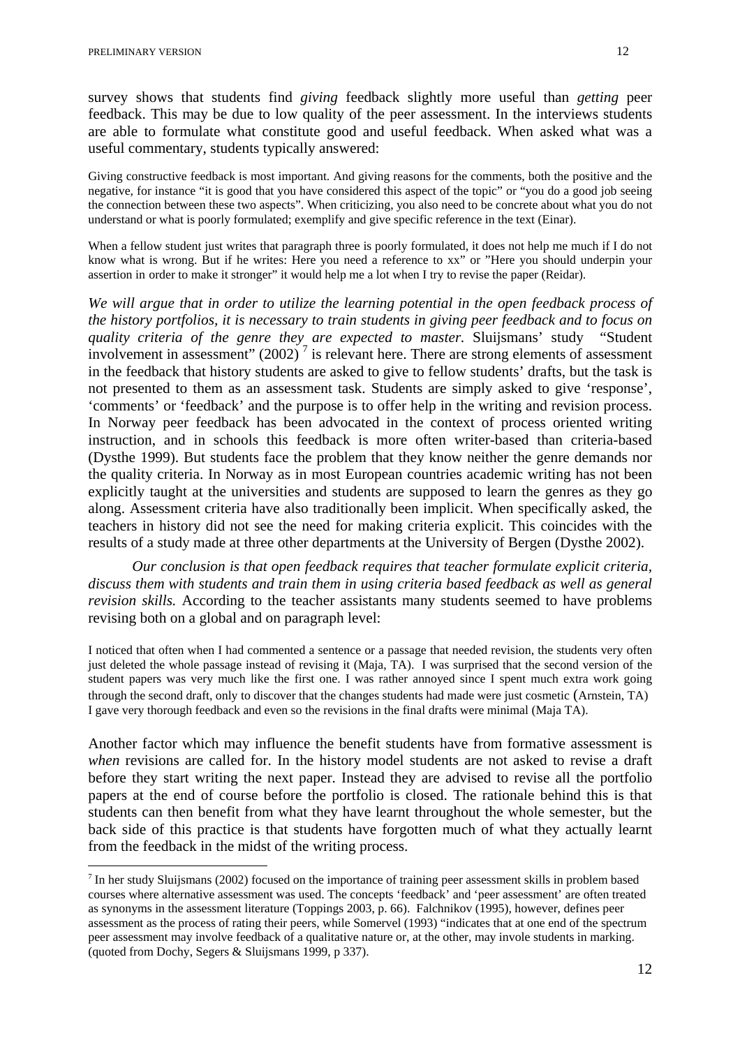survey shows that students find *giving* feedback slightly more useful than *getting* peer feedback. This may be due to low quality of the peer assessment. In the interviews students are able to formulate what constitute good and useful feedback. When asked what was a useful commentary, students typically answered:

> Giving constructive feedback is most important. And giving reasons for the comments, both the positive and the negative, for instance "it is good that you have considered this aspect of the topic" or "you do a good job seeing the connection between these two aspects". When criticizing, you also need to be concrete about what you do not understand or what is poorly formulated; exemplify and give specific reference in the text (Einar).

> When a fellow student just writes that paragraph three is poorly formulated, it does not help me much if I do not know what is wrong. But if he writes: Here you need a reference to xx" or "Here you should underpin your assertion in order to make it stronger" it would help me a lot when I try to revise the paper (Reidar).

*We will argue that in order to utilize the learning potential in the open feedback process of the history portfolios, it is necessary to train students in giving peer feedback and to focus on quality criteria of the genre they are expected to master.* Sluijsmans' study "Student involvement in assessment" (2002) [7] is relevant here. There are strong elements of assessment in the feedback that history students are asked to give to fellow students' drafts, but the task is not presented to them as an assessment task. Students are simply asked to give 'response', 'comments' or 'feedback' and the purpose is to offer help in the writing and revision process. In Norway peer feedback has been advocated in the context of process oriented writing instruction, and in schools this feedback is more often writer-based than criteria-based (Dysthe 1999). But students face the problem that they know neither the genre demands nor the quality criteria. In Norway as in most European countries academic writing has not been explicitly taught at the universities and students are supposed to learn the genres as they go along. Assessment criteria have also traditionally been implicit. When specifically asked, the teachers in history did not see the need for making criteria explicit. This coincides with the results of a study made at three other departments at the University of Bergen (Dysthe 2002).

*Our conclusion is that open feedback requires that teacher formulate explicit criteria, discuss them with students and train them in using criteria based feedback as well as general revision skills.* According to the teacher assistants many students seemed to have problems revising both on a global and on paragraph level:

> I noticed that often when I had commented a sentence or a passage that needed revision, the students very often just deleted the whole passage instead of revising it (Maja, TA). I was surprised that the second version of the student papers was very much like the first one. I was rather annoyed since I spent much extra work going through the second draft, only to discover that the changes students had made were just cosmetic (Arnstein, TA) I gave very thorough feedback and even so the revisions in the final drafts were minimal (Maja TA).

Another factor which may influence the benefit students have from formative assessment is *when* revisions are called for. In the history model students are not asked to revise a draft before they start writing the next paper. Instead they are advised to revise all the portfolio papers at the end of course before the portfolio is closed. The rationale behind this is that students can then benefit from what they have learnt throughout the whole semester, but the back side of this practice is that students have forgotten much of what they actually learnt from the feedback in the midst of the writing process.

---

[7] In her study Sluijsmans (2002) focused on the importance of training peer assessment skills in problem based courses where alternative assessment was used. The concepts 'feedback' and 'peer assessment' are often treated as synonyms in the assessment literature (Toppings 2003, p. 66). Falchnikov (1995), however, defines peer assessment as the process of rating their peers, while Somervel (1993) "indicates that at one end of the spectrum peer assessment may involve feedback of a qualitative nature or, at the other, may invole students in marking. (quoted from Dochy, Segers & Sluijsmans 1999, p 337).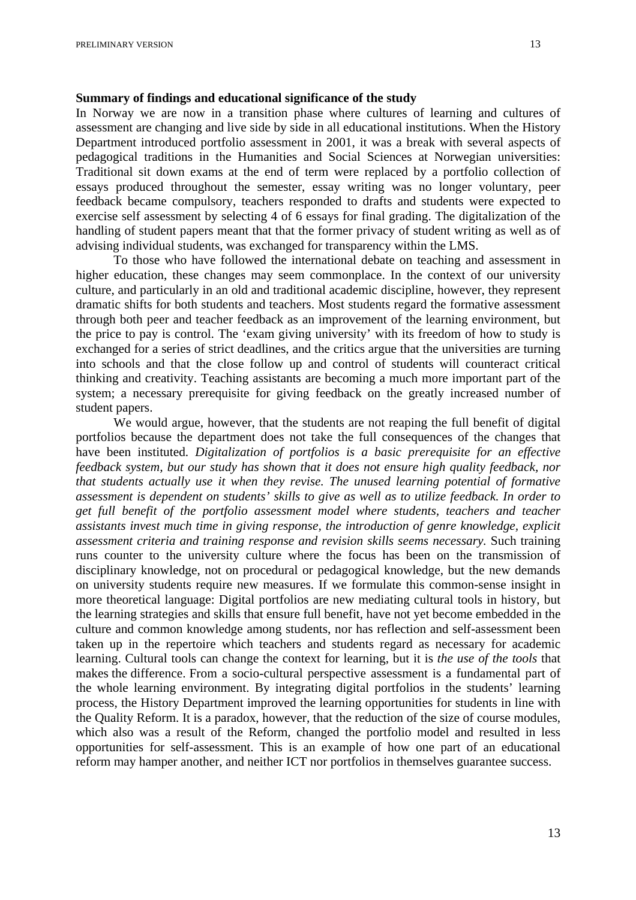**Summary of findings and educational significance of the study**

In Norway we are now in a transition phase where cultures of learning and cultures of assessment are changing and live side by side in all educational institutions. When the History Department introduced portfolio assessment in 2001, it was a break with several aspects of pedagogical traditions in the Humanities and Social Sciences at Norwegian universities: Traditional sit down exams at the end of term were replaced by a portfolio collection of essays produced throughout the semester, essay writing was no longer voluntary, peer feedback became compulsory, teachers responded to drafts and students were expected to exercise self assessment by selecting 4 of 6 essays for final grading. The digitalization of the handling of student papers meant that that the former privacy of student writing as well as of advising individual students, was exchanged for transparency within the LMS.

To those who have followed the international debate on teaching and assessment in higher education, these changes may seem commonplace. In the context of our university culture, and particularly in an old and traditional academic discipline, however, they represent dramatic shifts for both students and teachers. Most students regard the formative assessment through both peer and teacher feedback as an improvement of the learning environment, but the price to pay is control. The 'exam giving university' with its freedom of how to study is exchanged for a series of strict deadlines, and the critics argue that the universities are turning into schools and that the close follow up and control of students will counteract critical thinking and creativity. Teaching assistants are becoming a much more important part of the system; a necessary prerequisite for giving feedback on the greatly increased number of student papers.

We would argue, however, that the students are not reaping the full benefit of digital portfolios because the department does not take the full consequences of the changes that have been instituted. *Digitalization of portfolios is a basic prerequisite for an effective feedback system, but our study has shown that it does not ensure high quality feedback, nor that students actually use it when they revise. The unused learning potential of formative assessment is dependent on students' skills to give as well as to utilize feedback. In order to get full benefit of the portfolio assessment model where students, teachers and teacher assistants invest much time in giving response, the introduction of genre knowledge, explicit assessment criteria and training response and revision skills seems necessary.* Such training runs counter to the university culture where the focus has been on the transmission of disciplinary knowledge, not on procedural or pedagogical knowledge, but the new demands on university students require new measures. If we formulate this common-sense insight in more theoretical language: Digital portfolios are new mediating cultural tools in history, but the learning strategies and skills that ensure full benefit, have not yet become embedded in the culture and common knowledge among students, nor has reflection and self-assessment been taken up in the repertoire which teachers and students regard as necessary for academic learning. Cultural tools can change the context for learning, but it is *the use of the tools* that makes the difference. From a socio-cultural perspective assessment is a fundamental part of the whole learning environment. By integrating digital portfolios in the students' learning process, the History Department improved the learning opportunities for students in line with the Quality Reform. It is a paradox, however, that the reduction of the size of course modules, which also was a result of the Reform, changed the portfolio model and resulted in less opportunities for self-assessment. This is an example of how one part of an educational reform may hamper another, and neither ICT nor portfolios in themselves guarantee success.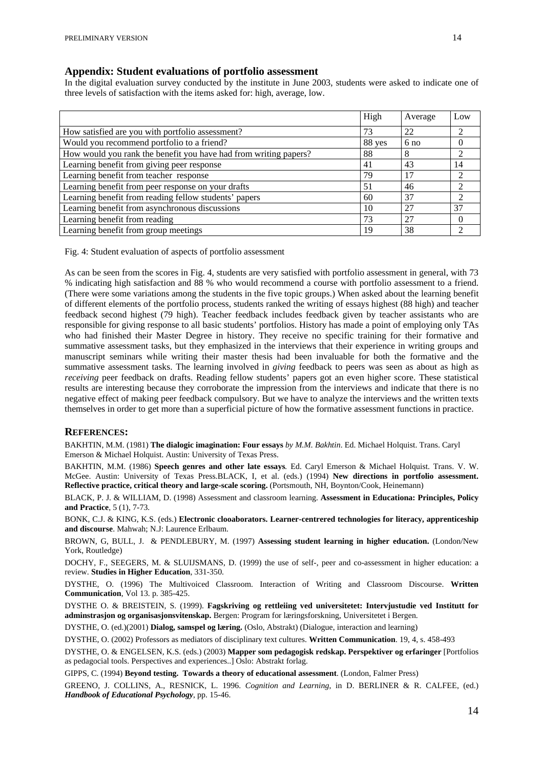## Appendix: Student evaluations of portfolio assessment

In the digital evaluation survey conducted by the institute in June 2003, students were asked to indicate one of three levels of satisfaction with the items asked for: high, average, low.

| | High | Average | Low |
|---|---|---|---|
| How satisfied are you with portfolio assessment? | 73 | 22 | 2 |
| Would you recommend portfolio to a friend? | 88 yes | 6 no | 0 |
| How would you rank the benefit you have had from writing papers? | 88 | 8 | 2 |
| Learning benefit from giving peer response | 41 | 43 | 14 |
| Learning benefit from teacher response | 79 | 17 | 2 |
| Learning benefit from peer response on your drafts | 51 | 46 | 2 |
| Learning benefit from reading fellow students' papers | 60 | 37 | 2 |
| Learning benefit from asynchronous discussions | 10 | 27 | 37 |
| Learning benefit from reading | 73 | 27 | 0 |
| Learning benefit from group meetings | 19 | 38 | 2 |

Fig. 4: Student evaluation of aspects of portfolio assessment

As can be seen from the scores in Fig. 4, students are very satisfied with portfolio assessment in general, with 73 % indicating high satisfaction and 88 % who would recommend a course with portfolio assessment to a friend. (There were some variations among the students in the five topic groups.) When asked about the learning benefit of different elements of the portfolio process, students ranked the writing of essays highest (88 high) and teacher feedback second highest (79 high). Teacher feedback includes feedback given by teacher assistants who are responsible for giving response to all basic students' portfolios. History has made a point of employing only TAs who had finished their Master Degree in history. They receive no specific training for their formative and summative assessment tasks, but they emphasized in the interviews that their experience in writing groups and manuscript seminars while writing their master thesis had been invaluable for both the formative and the summative assessment tasks. The learning involved in *giving* feedback to peers was seen as about as high as *receiving* peer feedback on drafts. Reading fellow students' papers got an even higher score. These statistical results are interesting because they corroborate the impression from the interviews and indicate that there is no negative effect of making peer feedback compulsory. But we have to analyze the interviews and the written texts themselves in order to get more than a superficial picture of how the formative assessment functions in practice.

## REFERENCES:

BAKHTIN, M.M. (1981) **The dialogic imagination: Four essays** *by M.M. Bakhtin*. Ed. Michael Holquist. Trans. Caryl Emerson & Michael Holquist. Austin: University of Texas Press.

BAKHTIN, M.M. (1986) **Speech genres and other late essays***.* Ed. Caryl Emerson & Michael Holquist. Trans. V. W. McGee. Austin: University of Texas Press.BLACK, I, et al. (eds.) (1994) **New directions in portfolio assessment. Reflective practice, critical theory and large-scale scoring.** (Portsmouth, NH, Boynton/Cook, Heinemann)

BLACK, P. J. & WILLIAM, D. (1998) Assessment and classroom learning. **Assessment in Educationa: Principles, Policy and Practice**, 5 (1), 7-73.

BONK, C.J. & KING, K.S. (eds.) **Electronic clooaborators. Learner-centrered technologies for literacy, apprenticeship and discourse**. Mahwah; N.J: Laurence Erlbaum.

BROWN, G, BULL, J. & PENDLEBURY, M. (1997) **Assessing student learning in higher education.** (London/New York, Routledge)

DOCHY, F., SEEGERS, M. & SLUIJSMANS, D. (1999) the use of self-, peer and co-assessment in higher education: a review. **Studies in Higher Education**, 331-350.

DYSTHE, O. (1996) The Multivoiced Classroom. Interaction of Writing and Classroom Discourse. **Written Communication**, Vol 13. p. 385-425.

DYSTHE O. & BREISTEIN, S. (1999). **Fagskriving og rettleiing ved universitetet: Intervjustudie ved Institutt for adminstrasjon og organisasjonsvitenskap.** Bergen: Program for læringsforskning, Universitetet i Bergen.

DYSTHE, O. (ed.)(2001) **Dialog, samspel og læring.** (Oslo, Abstrakt) (Dialogue, interaction and learning)

DYSTHE, O. (2002) Professors as mediators of disciplinary text cultures. **Written Communication**. 19, 4, s. 458-493

DYSTHE, O. & ENGELSEN, K.S. (eds.) (2003) **Mapper som pedagogisk redskap. Perspektiver og erfaringer** [Portfolios as pedagocial tools. Perspectives and experiences..] Oslo: Abstrakt forlag.

GIPPS, C. (1994) **Beyond testing. Towards a theory of educational assessment**. (London, Falmer Press)

GREENO, J. COLLINS, A., RESNICK, L. 1996. *Cognition and Learning*, in D. BERLINER & R. CALFEE, (ed.) ***Handbook of Educational Psychology***, pp. 15-46.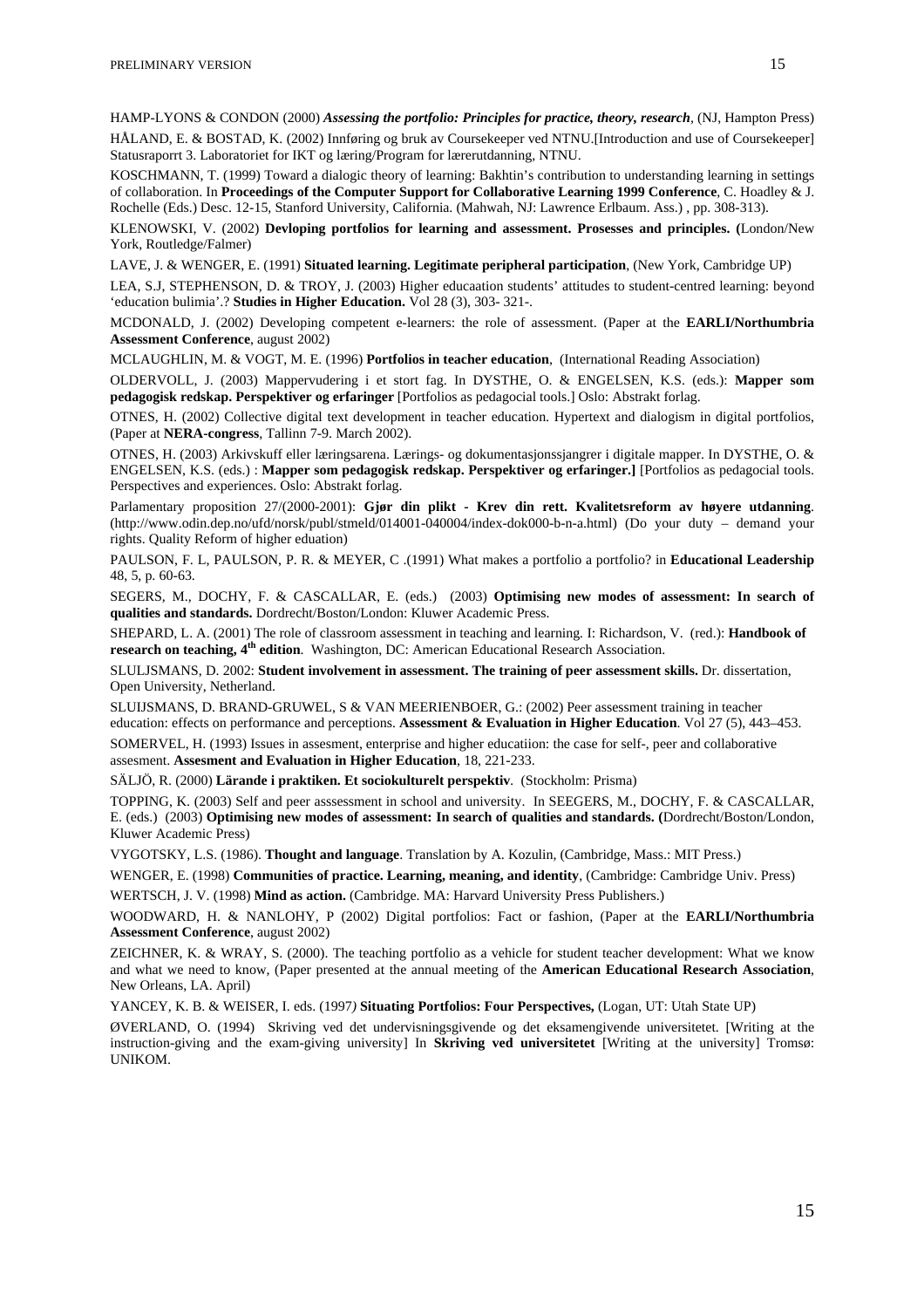HAMP-LYONS & CONDON (2000) ***Assessing the portfolio: Principles for practice, theory, research***, (NJ, Hampton Press)

HÅLAND, E. & BOSTAD, K. (2002) Innføring og bruk av Coursekeeper ved NTNU.[Introduction and use of Coursekeeper] Statusraporrt 3. Laboratoriet for IKT og læring/Program for lærerutdanning, NTNU.

KOSCHMANN, T. (1999) Toward a dialogic theory of learning: Bakhtin's contribution to understanding learning in settings of collaboration. In **Proceedings of the Computer Support for Collaborative Learning 1999 Conference**, C. Hoadley & J. Rochelle (Eds.) Desc. 12-15, Stanford University, California. (Mahwah, NJ: Lawrence Erlbaum. Ass.) , pp. 308-313).

KLENOWSKI, V. (2002) **Devloping portfolios for learning and assessment. Prosesses and principles. (**London/New York, Routledge/Falmer)

LAVE, J. & WENGER, E. (1991) **Situated learning. Legitimate peripheral participation**, (New York, Cambridge UP)

LEA, S.J, STEPHENSON, D. & TROY, J. (2003) Higher educaation students' attitudes to student-centred learning: beyond 'education bulimia'.? **Studies in Higher Education.** Vol 28 (3), 303- 321-.

MCDONALD, J. (2002) Developing competent e-learners: the role of assessment. (Paper at the **EARLI/Northumbria Assessment Conference**, august 2002)

MCLAUGHLIN, M. & VOGT, M. E. (1996) **Portfolios in teacher education**, (International Reading Association)

OLDERVOLL, J. (2003) Mappervudering i et stort fag. In DYSTHE, O. & ENGELSEN, K.S. (eds.): **Mapper som pedagogisk redskap. Perspektiver og erfaringer** [Portfolios as pedagocial tools.] Oslo: Abstrakt forlag.

OTNES, H. (2002) Collective digital text development in teacher education. Hypertext and dialogism in digital portfolios, (Paper at **NERA-congress**, Tallinn 7-9. March 2002).

OTNES, H. (2003) Arkivskuff eller læringsarena. Lærings- og dokumentasjonssjangrer i digitale mapper. In DYSTHE, O. & ENGELSEN, K.S. (eds.) : **Mapper som pedagogisk redskap. Perspektiver og erfaringer.]** [Portfolios as pedagocial tools. Perspectives and experiences. Oslo: Abstrakt forlag.

Parlamentary proposition 27/(2000-2001): **Gjør din plikt - Krev din rett. Kvalitetsreform av høyere utdanning**. (http://www.odin.dep.no/ufd/norsk/publ/stmeld/014001-040004/index-dok000-b-n-a.html) (Do your duty – demand your rights. Quality Reform of higher eduation)

PAULSON, F. L, PAULSON, P. R. & MEYER, C .(1991) What makes a portfolio a portfolio? in **Educational Leadership** 48, 5, p. 60-63.

SEGERS, M., DOCHY, F. & CASCALLAR, E. (eds.) (2003) **Optimising new modes of assessment: In search of qualities and standards.** Dordrecht/Boston/London: Kluwer Academic Press.

SHEPARD, L. A. (2001) The role of classroom assessment in teaching and learning. I: Richardson, V. (red.): **Handbook of research on teaching, 4th edition**. Washington, DC: American Educational Research Association.

SLULJSMANS, D. 2002: **Student involvement in assessment. The training of peer assessment skills.** Dr. dissertation, Open University, Netherland.

SLUIJSMANS, D. BRAND-GRUWEL, S & VAN MEERIENBOER, G.: (2002) Peer assessment training in teacher education: effects on performance and perceptions. **Assessment & Evaluation in Higher Education**. Vol 27 (5), 443–453.

SOMERVEL, H. (1993) Issues in assesment, enterprise and higher educatiion: the case for self-, peer and collaborative assesment. **Assesment and Evaluation in Higher Education**, 18, 221-233.

SÄLJÖ, R. (2000) **Lärande i praktiken. Et sociokulturelt perspektiv**. (Stockholm: Prisma)

TOPPING, K. (2003) Self and peer asssessment in school and university. In SEEGERS, M., DOCHY, F. & CASCALLAR, E. (eds.) (2003) **Optimising new modes of assessment: In search of qualities and standards. (**Dordrecht/Boston/London, Kluwer Academic Press)

VYGOTSKY, L.S. (1986). **Thought and language**. Translation by A. Kozulin, (Cambridge, Mass.: MIT Press.)

WENGER, E. (1998) **Communities of practice. Learning, meaning, and identity**, (Cambridge: Cambridge Univ. Press)

WERTSCH, J. V. (1998) **Mind as action.** (Cambridge. MA: Harvard University Press Publishers.)

WOODWARD, H. & NANLOHY, P (2002) Digital portfolios: Fact or fashion, (Paper at the **EARLI/Northumbria Assessment Conference**, august 2002)

ZEICHNER, K. & WRAY, S. (2000). The teaching portfolio as a vehicle for student teacher development: What we know and what we need to know, (Paper presented at the annual meeting of the **American Educational Research Association**, New Orleans, LA. April)

YANCEY, K. B. & WEISER, I. eds. (1997*)* **Situating Portfolios: Four Perspectives,** (Logan, UT: Utah State UP)

ØVERLAND, O. (1994) Skriving ved det undervisningsgivende og det eksamengivende universitetet. [Writing at the instruction-giving and the exam-giving university] In **Skriving ved universitetet** [Writing at the university] Tromsø: UNIKOM.